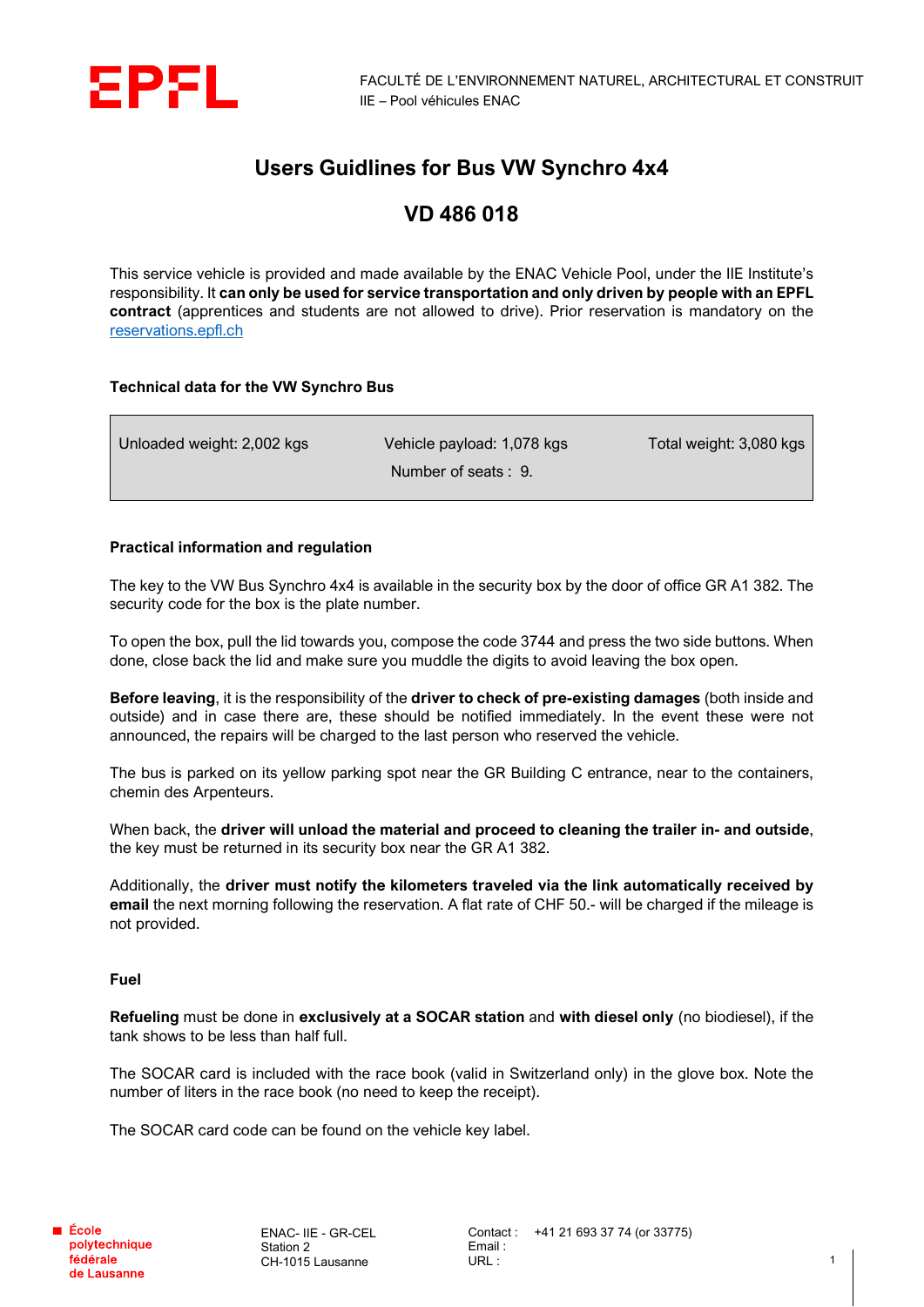FACULTÉ DE L'ENVIRONNEMENT NATUREL, ARCHITECTURAL ET CONSTRUIT
IIE – Pool véhicules ENAC

# Users Guidlines for Bus VW Synchro 4x4

# VD 486 018

This service vehicle is provided and made available by the ENAC Vehicle Pool, under the IIE Institute's responsibility. It **can only be used for service transportation and only driven by people with an EPFL contract** (apprentices and students are not allowed to drive). Prior reservation is mandatory on the [reservations.epfl.ch](reservations.epfl.ch)

**Technical data for the VW Synchro Bus**

| Unloaded weight: 2,002 kgs | Vehicle payload: 1,078 kgs | Total weight: 3,080 kgs |
|---|---|---|
| | Number of seats : 9. | |

**Practical information and regulation**

The key to the VW Bus Synchro 4x4 is available in the security box by the door of office GR A1 382. The security code for the box is the plate number.

To open the box, pull the lid towards you, compose the code 3744 and press the two side buttons. When done, close back the lid and make sure you muddle the digits to avoid leaving the box open.

**Before leaving**, it is the responsibility of the **driver to check of pre-existing damages** (both inside and outside) and in case there are, these should be notified immediately. In the event these were not announced, the repairs will be charged to the last person who reserved the vehicle.

The bus is parked on its yellow parking spot near the GR Building C entrance, near to the containers, chemin des Arpenteurs.

When back, the **driver will unload the material and proceed to cleaning the trailer in- and outside**, the key must be returned in its security box near the GR A1 382.

Additionally, the **driver must notify the kilometers traveled via the link automatically received by email** the next morning following the reservation. A flat rate of CHF 50.- will be charged if the mileage is not provided.

**Fuel**

**Refueling** must be done in **exclusively at a SOCAR station** and **with diesel only** (no biodiesel), if the tank shows to be less than half full.

The SOCAR card is included with the race book (valid in Switzerland only) in the glove box. Note the number of liters in the race book (no need to keep the receipt).

The SOCAR card code can be found on the vehicle key label.

École polytechnique fédérale de Lausanne

ENAC- IIE - GR-CEL
Station 2
CH-1015 Lausanne

Contact : +41 21 693 37 74 (or 33775)
Email :
URL :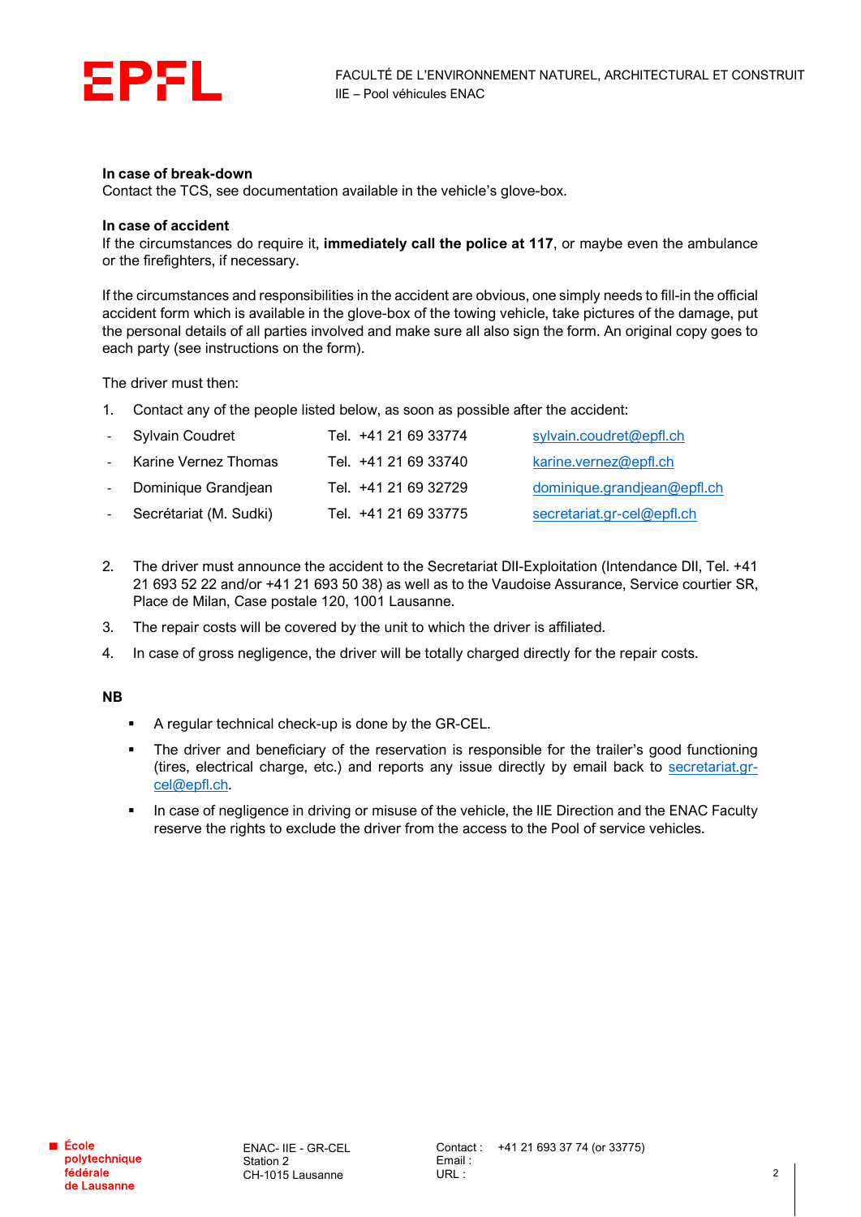**In case of break-down**
Contact the TCS, see documentation available in the vehicle's glove-box.

**In case of accident**
If the circumstances do require it, **immediately call the police at 117**, or maybe even the ambulance or the firefighters, if necessary.

If the circumstances and responsibilities in the accident are obvious, one simply needs to fill-in the official accident form which is available in the glove-box of the towing vehicle, take pictures of the damage, put the personal details of all parties involved and make sure all also sign the form. An original copy goes to each party (see instructions on the form).

The driver must then:

1. Contact any of the people listed below, as soon as possible after the accident:

- Sylvain Coudret Tel. +41 21 69 33774 sylvain.coudret@epfl.ch
- Karine Vernez Thomas Tel. +41 21 69 33740 karine.vernez@epfl.ch
- Dominique Grandjean Tel. +41 21 69 32729 dominique.grandjean@epfl.ch
- Secrétariat (M. Sudki) Tel. +41 21 69 33775 secretariat.gr-cel@epfl.ch

2. The driver must announce the accident to the Secretariat DII-Exploitation (Intendance DII, Tel. +41 21 693 52 22 and/or +41 21 693 50 38) as well as to the Vaudoise Assurance, Service courtier SR, Place de Milan, Case postale 120, 1001 Lausanne.
3. The repair costs will be covered by the unit to which the driver is affiliated.
4. In case of gross negligence, the driver will be totally charged directly for the repair costs.

**NB**

- A regular technical check-up is done by the GR-CEL.
- The driver and beneficiary of the reservation is responsible for the trailer's good functioning (tires, electrical charge, etc.) and reports any issue directly by email back to secretariat.gr-cel@epfl.ch.
- In case of negligence in driving or misuse of the vehicle, the IIE Direction and the ENAC Faculty reserve the rights to exclude the driver from the access to the Pool of service vehicles.